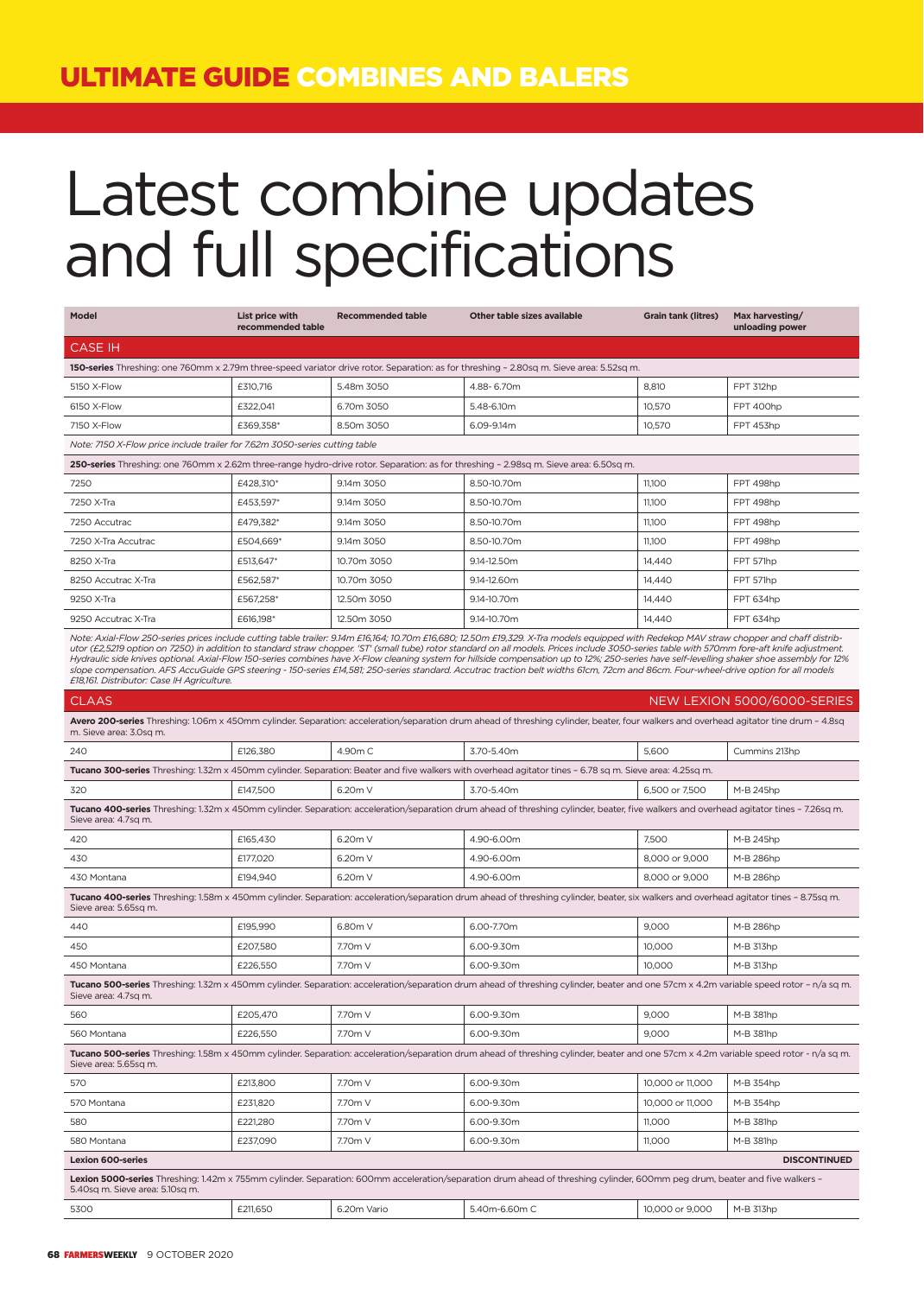## ULTIMATE GUIDE COMBINES AND BALERS

# Latest combine updates and full specifications

| Model | List price with recommended table | Recommended table | Other table sizes available | Grain tank (litres) | Max harvesting/ unloading power |
|---|---|---|---|---|---|
| **CASE IH** | | | | | |
| **150-series** Threshing: one 760mm x 2.79m three-speed variator drive rotor. Separation: as for threshing – 2.80sq m. Sieve area: 5.52sq m. | | | | | |
| 5150 X-Flow | £310,716 | 5.48m 3050 | 4.88- 6.70m | 8,810 | FPT 312hp |
| 6150 X-Flow | £322,041 | 6.70m 3050 | 5.48-6.10m | 10,570 | FPT 400hp |
| 7150 X-Flow | £369,358* | 8.50m 3050 | 6.09-9.14m | 10,570 | FPT 453hp |
| *Note: 7150 X-Flow price include trailer for 7.62m 3050-series cutting table* | | | | | |
| **250-series** Threshing: one 760mm x 2.62m three-range hydro-drive rotor. Separation: as for threshing – 2.98sq m. Sieve area: 6.50sq m. | | | | | |
| 7250 | £428,310* | 9.14m 3050 | 8.50-10.70m | 11,100 | FPT 498hp |
| 7250 X-Tra | £453,597* | 9.14m 3050 | 8.50-10.70m | 11,100 | FPT 498hp |
| 7250 Accutrac | £479,382* | 9.14m 3050 | 8.50-10.70m | 11,100 | FPT 498hp |
| 7250 X-Tra Accutrac | £504,669* | 9.14m 3050 | 8.50-10.70m | 11,100 | FPT 498hp |
| 8250 X-Tra | £513,647* | 10.70m 3050 | 9.14-12.50m | 14,440 | FPT 571hp |
| 8250 Accutrac X-Tra | £562,587* | 10.70m 3050 | 9.14-12.60m | 14,440 | FPT 571hp |
| 9250 X-Tra | £567,258* | 12.50m 3050 | 9.14-10.70m | 14,440 | FPT 634hp |
| 9250 Accutrac X-Tra | £616,198* | 12.50m 3050 | 9.14-10.70m | 14,440 | FPT 634hp |

*Note: Axial-Flow 250-series prices include cutting table trailer: 9.14m £16,164; 10.70m £16,680; 12.50m £19,329. X-Tra models equipped with Redekop MAV straw chopper and chaff distributor (£2,5219 option on 7250) in addition to standard straw chopper. 'ST' (small tube) rotor standard on all models. Prices include 3050-series table with 570mm fore-aft knife adjustment. Hydraulic side knives optional. Axial-Flow 150-series combines have X-Flow cleaning system for hillside compensation up to 12%; 250-series have self-levelling shaker shoe assembly for 12% slope compensation. AFS AccuGuide GPS steering - 150-series £14,581; 250-series standard. Accutrac traction belt widths 61cm, 72cm and 86cm. Four-wheel-drive option for all models £18,161. Distributor: Case IH Agriculture.*

| Model | List price with recommended table | Recommended table | Other table sizes available | Grain tank (litres) | Max harvesting/ unloading power |
|---|---|---|---|---|---|
| **CLAAS** | | | | | NEW LEXION 5000/6000-SERIES |
| **Avero 200-series** Threshing: 1.06m x 450mm cylinder. Separation: acceleration/separation drum ahead of threshing cylinder, beater, four walkers and overhead agitator tine drum – 4.8sq m. Sieve area: 3.0sq m. | | | | | |
| 240 | £126,380 | 4.90m C | 3.70-5.40m | 5,600 | Cummins 213hp |
| **Tucano 300-series** Threshing: 1.32m x 450mm cylinder. Separation: Beater and five walkers with overhead agitator tines – 6.78 sq m. Sieve area: 4.25sq m. | | | | | |
| 320 | £147,500 | 6.20m V | 3.70-5.40m | 6,500 or 7,500 | M-B 245hp |
| **Tucano 400-series** Threshing: 1.32m x 450mm cylinder. Separation: acceleration/separation drum ahead of threshing cylinder, beater, five walkers and overhead agitator tines – 7.26sq m. Sieve area: 4.7sq m. | | | | | |
| 420 | £165,430 | 6.20m V | 4.90-6.00m | 7,500 | M-B 245hp |
| 430 | £177,020 | 6.20m V | 4.90-6.00m | 8,000 or 9,000 | M-B 286hp |
| 430 Montana | £194,940 | 6.20m V | 4.90-6.00m | 8,000 or 9,000 | M-B 286hp |
| **Tucano 400-series** Threshing: 1.58m x 450mm cylinder. Separation: acceleration/separation drum ahead of threshing cylinder, beater, six walkers and overhead agitator tines – 8.75sq m. Sieve area: 5.65sq m. | | | | | |
| 440 | £195,990 | 6.80m V | 6.00-7.70m | 9,000 | M-B 286hp |
| 450 | £207,580 | 7.70m V | 6.00-9.30m | 10,000 | M-B 313hp |
| 450 Montana | £226,550 | 7.70m V | 6.00-9.30m | 10,000 | M-B 313hp |
| **Tucano 500-series** Threshing: 1.32m x 450mm cylinder. Separation: acceleration/separation drum ahead of threshing cylinder, beater and one 57cm x 4.2m variable speed rotor – n/a sq m. Sieve area: 4.7sq m. | | | | | |
| 560 | £205,470 | 7.70m V | 6.00-9.30m | 9,000 | M-B 381hp |
| 560 Montana | £226,550 | 7.70m V | 6.00-9.30m | 9,000 | M-B 381hp |
| **Tucano 500-series** Threshing: 1.58m x 450mm cylinder. Separation: acceleration/separation drum ahead of threshing cylinder, beater and one 57cm x 4.2m variable speed rotor - n/a sq m. Sieve area: 5.65sq m. | | | | | |
| 570 | £213,800 | 7.70m V | 6.00-9.30m | 10,000 or 11,000 | M-B 354hp |
| 570 Montana | £231,820 | 7.70m V | 6.00-9.30m | 10,000 or 11,000 | M-B 354hp |
| 580 | £221,280 | 7.70m V | 6.00-9.30m | 11,000 | M-B 381hp |
| 580 Montana | £237,090 | 7.70m V | 6.00-9.30m | 11,000 | M-B 381hp |
| **Lexion 600-series** | | | | | **DISCONTINUED** |
| **Lexion 5000-series** Threshing: 1.42m x 755mm cylinder. Separation: 600mm acceleration/separation drum ahead of threshing cylinder, 600mm peg drum, beater and five walkers – 5.40sq m. Sieve area: 5.10sq m. | | | | | |
| 5300 | £211,650 | 6.20m Vario | 5.40m-6.60m C | 10,000 or 9,000 | M-B 313hp |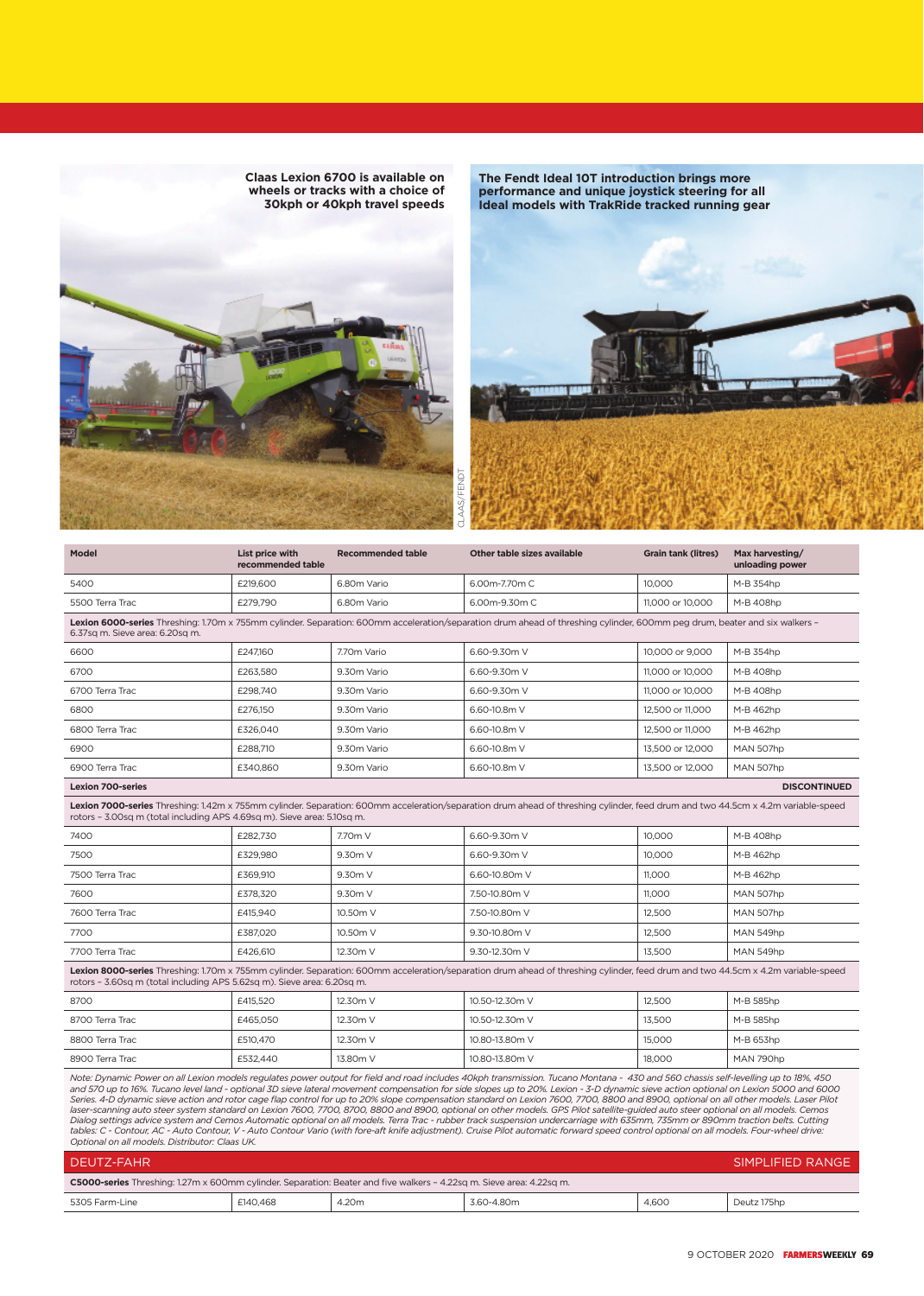Claas Lexion 6700 is available on wheels or tracks with a choice of 30kph or 40kph travel speeds

The Fendt Ideal 10T introduction brings more performance and unique joystick steering for all Ideal models with TrakRide tracked running gear

CLAAS/FENDT

| Model | List price with recommended table | Recommended table | Other table sizes available | Grain tank (litres) | Max harvesting/ unloading power |
|---|---|---|---|---|---|
| 5400 | £219,600 | 6.80m Vario | 6.00m-7.70m C | 10,000 | M-B 354hp |
| 5500 Terra Trac | £279,790 | 6.80m Vario | 6.00m-9.30m C | 11,000 or 10,000 | M-B 408hp |
| **Lexion 6000-series** Threshing: 1.70m x 755mm cylinder. Separation: 600mm acceleration/separation drum ahead of threshing cylinder, 600mm peg drum, beater and six walkers – 6.37sq m. Sieve area: 6.20sq m. | | | | | |
| 6600 | £247,160 | 7.70m Vario | 6.60-9.30m V | 10,000 or 9,000 | M-B 354hp |
| 6700 | £263,580 | 9.30m Vario | 6.60-9.30m V | 11,000 or 10,000 | M-B 408hp |
| 6700 Terra Trac | £298,740 | 9.30m Vario | 6.60-9.30m V | 11,000 or 10,000 | M-B 408hp |
| 6800 | £276,150 | 9.30m Vario | 6.60-10.8m V | 12,500 or 11,000 | M-B 462hp |
| 6800 Terra Trac | £326,040 | 9.30m Vario | 6.60-10.8m V | 12,500 or 11,000 | M-B 462hp |
| 6900 | £288,710 | 9.30m Vario | 6.60-10.8m V | 13,500 or 12,000 | MAN 507hp |
| 6900 Terra Trac | £340,860 | 9.30m Vario | 6.60-10.8m V | 13,500 or 12,000 | MAN 507hp |
| **Lexion 700-series** | | | | | **DISCONTINUED** |
| **Lexion 7000-series** Threshing: 1.42m x 755mm cylinder. Separation: 600mm acceleration/separation drum ahead of threshing cylinder, feed drum and two 44.5cm x 4.2m variable-speed rotors – 3.00sq m (total including APS 4.69sq m). Sieve area: 5.10sq m. | | | | | |
| 7400 | £282,730 | 7.70m V | 6.60-9.30m V | 10,000 | M-B 408hp |
| 7500 | £329,980 | 9.30m V | 6.60-9.30m V | 10,000 | M-B 462hp |
| 7500 Terra Trac | £369,910 | 9.30m V | 6.60-10.80m V | 11,000 | M-B 462hp |
| 7600 | £378,320 | 9.30m V | 7.50-10.80m V | 11,000 | MAN 507hp |
| 7600 Terra Trac | £415,940 | 10.50m V | 7.50-10.80m V | 12,500 | MAN 507hp |
| 7700 | £387,020 | 10.50m V | 9.30-10.80m V | 12,500 | MAN 549hp |
| 7700 Terra Trac | £426,610 | 12.30m V | 9.30-12.30m V | 13,500 | MAN 549hp |
| **Lexion 8000-series** Threshing: 1.70m x 755mm cylinder. Separation: 600mm acceleration/separation drum ahead of threshing cylinder, feed drum and two 44.5cm x 4.2m variable-speed rotors – 3.60sq m (total including APS 5.62sq m). Sieve area: 6.20sq m. | | | | | |
| 8700 | £415,520 | 12.30m V | 10.50-12.30m V | 12,500 | M-B 585hp |
| 8700 Terra Trac | £465,050 | 12.30m V | 10.50-12.30m V | 13,500 | M-B 585hp |
| 8800 Terra Trac | £510,470 | 12.30m V | 10.80-13.80m V | 15,000 | M-B 653hp |
| 8900 Terra Trac | £532,440 | 13.80m V | 10.80-13.80m V | 18,000 | MAN 790hp |

*Note: Dynamic Power on all Lexion models regulates power output for field and road includes 40kph transmission. Tucano Montana - 430 and 560 chassis self-levelling up to 18%, 450 and 570 up to 16%. Tucano level land - optional 3D sieve lateral movement compensation for side slopes up to 20%. Lexion - 3-D dynamic sieve action optional on Lexion 5000 and 6000 Series. 4-D dynamic sieve action and rotor cage flap control for up to 20% slope compensation standard on Lexion 7600, 7700, 8800 and 8900, optional on all other models. Laser Pilot laser-scanning auto steer system standard on Lexion 7600, 7700, 8700, 8800 and 8900, optional on other models. GPS Pilot satellite-guided auto steer optional on all models. Cemos Dialog settings advice system and Cemos Automatic optional on all models. Terra Trac - rubber track suspension undercarriage with 635mm, 735mm or 890mm traction belts. Cutting tables: C - Contour, AC - Auto Contour, V - Auto Contour Vario (with fore-aft knife adjustment). Cruise Pilot automatic forward speed control optional on all models. Four-wheel drive: Optional on all models. Distributor: Claas UK.*

## DEUTZ-FAHR — SIMPLIFIED RANGE

| | | | | | |
|---|---|---|---|---|---|
| **C5000-series** Threshing: 1.27m x 600mm cylinder. Separation: Beater and five walkers – 4.22sq m. Sieve area: 4.22sq m. | | | | | |
| 5305 Farm-Line | £140,468 | 4.20m | 3.60-4.80m | 4,600 | Deutz 175hp |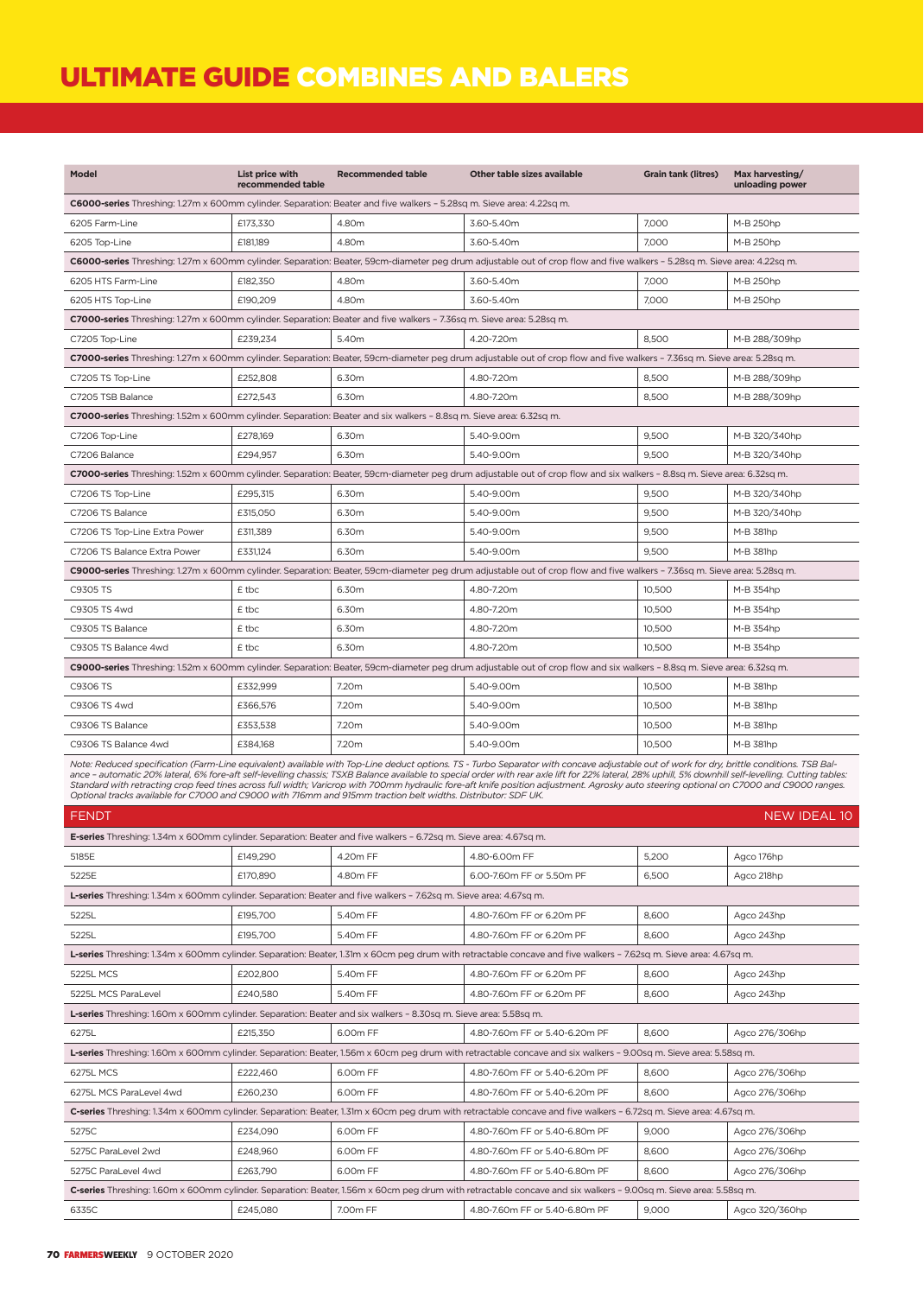# ULTIMATE GUIDE COMBINES AND BALERS

| Model | List price with recommended table | Recommended table | Other table sizes available | Grain tank (litres) | Max harvesting/ unloading power |
|---|---|---|---|---|---|
| **C6000-series** Threshing: 1.27m x 600mm cylinder. Separation: Beater and five walkers – 5.28sq m. Sieve area: 4.22sq m. | | | | | |
| 6205 Farm-Line | £173,330 | 4.80m | 3.60-5.40m | 7,000 | M-B 250hp |
| 6205 Top-Line | £181,189 | 4.80m | 3.60-5.40m | 7,000 | M-B 250hp |
| **C6000-series** Threshing: 1.27m x 600mm cylinder. Separation: Beater, 59cm-diameter peg drum adjustable out of crop flow and five walkers – 5.28sq m. Sieve area: 4.22sq m. | | | | | |
| 6205 HTS Farm-Line | £182,350 | 4.80m | 3.60-5.40m | 7,000 | M-B 250hp |
| 6205 HTS Top-Line | £190,209 | 4.80m | 3.60-5.40m | 7,000 | M-B 250hp |
| **C7000-series** Threshing: 1.27m x 600mm cylinder. Separation: Beater and five walkers – 7.36sq m. Sieve area: 5.28sq m. | | | | | |
| C7205 Top-Line | £239,234 | 5.40m | 4.20-7.20m | 8,500 | M-B 288/309hp |
| **C7000-series** Threshing: 1.27m x 600mm cylinder. Separation: Beater, 59cm-diameter peg drum adjustable out of crop flow and five walkers – 7.36sq m. Sieve area: 5.28sq m. | | | | | |
| C7205 TS Top-Line | £252,808 | 6.30m | 4.80-7.20m | 8,500 | M-B 288/309hp |
| C7205 TSB Balance | £272,543 | 6.30m | 4.80-7.20m | 8,500 | M-B 288/309hp |
| **C7000-series** Threshing: 1.52m x 600mm cylinder. Separation: Beater and six walkers – 8.8sq m. Sieve area: 6.32sq m. | | | | | |
| C7206 Top-Line | £278,169 | 6.30m | 5.40-9.00m | 9,500 | M-B 320/340hp |
| C7206 Balance | £294,957 | 6.30m | 5.40-9.00m | 9,500 | M-B 320/340hp |
| **C7000-series** Threshing: 1.52m x 600mm cylinder. Separation: Beater, 59cm-diameter peg drum adjustable out of crop flow and six walkers – 8.8sq m. Sieve area: 6.32sq m. | | | | | |
| C7206 TS Top-Line | £295,315 | 6.30m | 5.40-9.00m | 9,500 | M-B 320/340hp |
| C7206 TS Balance | £315,050 | 6.30m | 5.40-9.00m | 9,500 | M-B 320/340hp |
| C7206 TS Top-Line Extra Power | £311,389 | 6.30m | 5.40-9.00m | 9,500 | M-B 381hp |
| C7206 TS Balance Extra Power | £331,124 | 6.30m | 5.40-9.00m | 9,500 | M-B 381hp |
| **C9000-series** Threshing: 1.27m x 600mm cylinder. Separation: Beater, 59cm-diameter peg drum adjustable out of crop flow and five walkers – 7.36sq m. Sieve area: 5.28sq m. | | | | | |
| C9305 TS | £ tbc | 6.30m | 4.80-7.20m | 10,500 | M-B 354hp |
| C9305 TS 4wd | £ tbc | 6.30m | 4.80-7.20m | 10,500 | M-B 354hp |
| C9305 TS Balance | £ tbc | 6.30m | 4.80-7.20m | 10,500 | M-B 354hp |
| C9305 TS Balance 4wd | £ tbc | 6.30m | 4.80-7.20m | 10,500 | M-B 354hp |
| **C9000-series** Threshing: 1.52m x 600mm cylinder. Separation: Beater, 59cm-diameter peg drum adjustable out of crop flow and six walkers – 8.8sq m. Sieve area: 6.32sq m. | | | | | |
| C9306 TS | £332,999 | 7.20m | 5.40-9.00m | 10,500 | M-B 381hp |
| C9306 TS 4wd | £366,576 | 7.20m | 5.40-9.00m | 10,500 | M-B 381hp |
| C9306 TS Balance | £353,538 | 7.20m | 5.40-9.00m | 10,500 | M-B 381hp |
| C9306 TS Balance 4wd | £384,168 | 7.20m | 5.40-9.00m | 10,500 | M-B 381hp |

*Note: Reduced specification (Farm-Line equivalent) available with Top-Line deduct options. TS - Turbo Separator with concave adjustable out of work for dry, brittle conditions. TSB Balance – automatic 20% lateral, 6% fore-aft self-levelling chassis; TSXB Balance available to special order with rear axle lift for 22% lateral, 28% uphill, 5% downhill self-levelling. Cutting tables: Standard with retracting crop feed tines across full width; Varicrop with 700mm hydraulic fore-aft knife position adjustment. Agrosky auto steering optional on C7000 and C9000 ranges. Optional tracks available for C7000 and C9000 with 716mm and 915mm traction belt widths. Distributor: SDF UK.*

## FENDT — NEW IDEAL 10

| Model | List price with recommended table | Recommended table | Other table sizes available | Grain tank (litres) | Max harvesting/ unloading power |
|---|---|---|---|---|---|
| **E-series** Threshing: 1.34m x 600mm cylinder. Separation: Beater and five walkers – 6.72sq m. Sieve area: 4.67sq m. | | | | | |
| 5185E | £149,290 | 4.20m FF | 4.80-6.00m FF | 5,200 | Agco 176hp |
| 5225E | £170,890 | 4.80m FF | 6.00-7.60m FF or 5.50m PF | 6,500 | Agco 218hp |
| **L-series** Threshing: 1.34m x 600mm cylinder. Separation: Beater and five walkers – 7.62sq m. Sieve area: 4.67sq m. | | | | | |
| 5225L | £195,700 | 5.40m FF | 4.80-7.60m FF or 6.20m PF | 8,600 | Agco 243hp |
| 5225L | £195,700 | 5.40m FF | 4.80-7.60m FF or 6.20m PF | 8,600 | Agco 243hp |
| **L-series** Threshing: 1.34m x 600mm cylinder. Separation: Beater, 1.31m x 60cm peg drum with retractable concave and five walkers – 7.62sq m. Sieve area: 4.67sq m. | | | | | |
| 5225L MCS | £202,800 | 5.40m FF | 4.80-7.60m FF or 6.20m PF | 8,600 | Agco 243hp |
| 5225L MCS ParaLevel | £240,580 | 5.40m FF | 4.80-7.60m FF or 6.20m PF | 8,600 | Agco 243hp |
| **L-series** Threshing: 1.60m x 600mm cylinder. Separation: Beater and six walkers – 8.30sq m. Sieve area: 5.58sq m. | | | | | |
| 6275L | £215,350 | 6.00m FF | 4.80-7.60m FF or 5.40-6.20m PF | 8,600 | Agco 276/306hp |
| **L-series** Threshing: 1.60m x 600mm cylinder. Separation: Beater, 1.56m x 60cm peg drum with retractable concave and six walkers – 9.00sq m. Sieve area: 5.58sq m. | | | | | |
| 6275L MCS | £222,460 | 6.00m FF | 4.80-7.60m FF or 5.40-6.20m PF | 8,600 | Agco 276/306hp |
| 6275L MCS ParaLevel 4wd | £260,230 | 6.00m FF | 4.80-7.60m FF or 5.40-6.20m PF | 8,600 | Agco 276/306hp |
| **C-series** Threshing: 1.34m x 600mm cylinder. Separation: Beater, 1.31m x 60cm peg drum with retractable concave and five walkers – 6.72sq m. Sieve area: 4.67sq m. | | | | | |
| 5275C | £234,090 | 6.00m FF | 4.80-7.60m FF or 5.40-6.80m PF | 9,000 | Agco 276/306hp |
| 5275C ParaLevel 2wd | £248,960 | 6.00m FF | 4.80-7.60m FF or 5.40-6.80m PF | 8,600 | Agco 276/306hp |
| 5275C ParaLevel 4wd | £263,790 | 6.00m FF | 4.80-7.60m FF or 5.40-6.80m PF | 8,600 | Agco 276/306hp |
| **C-series** Threshing: 1.60m x 600mm cylinder. Separation: Beater, 1.56m x 60cm peg drum with retractable concave and six walkers – 9.00sq m. Sieve area: 5.58sq m. | | | | | |
| 6335C | £245,080 | 7.00m FF | 4.80-7.60m FF or 5.40-6.80m PF | 9,000 | Agco 320/360hp |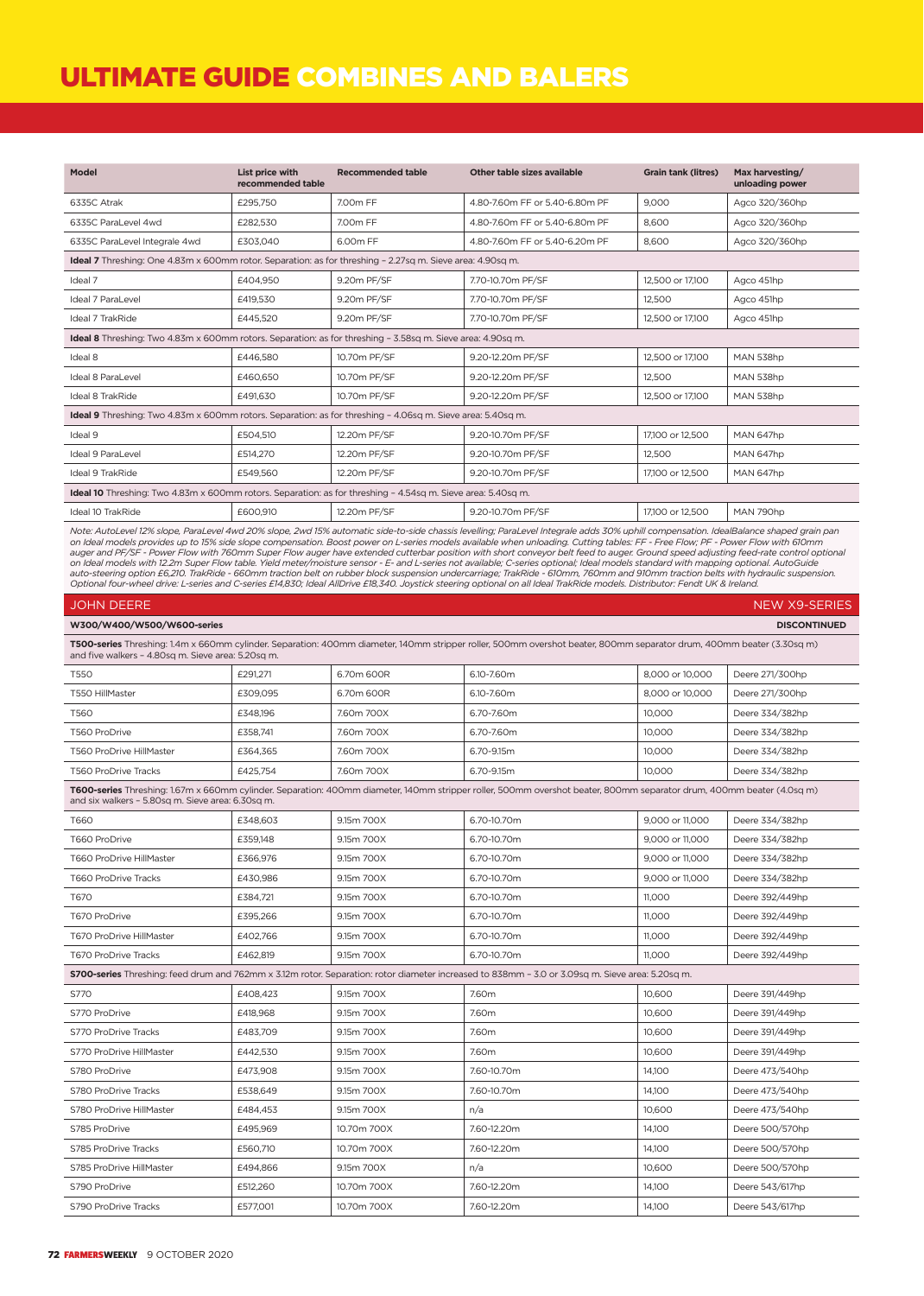# ULTIMATE GUIDE COMBINES AND BALERS

| Model | List price with recommended table | Recommended table | Other table sizes available | Grain tank (litres) | Max harvesting/ unloading power |
|---|---|---|---|---|---|
| 6335C Atrak | £295,750 | 7.00m FF | 4.80-7.60m FF or 5.40-6.80m PF | 9,000 | Agco 320/360hp |
| 6335C ParaLevel 4wd | £282,530 | 7.00m FF | 4.80-7.60m FF or 5.40-6.80m PF | 8,600 | Agco 320/360hp |
| 6335C ParaLevel Integrale 4wd | £303,040 | 6.00m FF | 4.80-7.60m FF or 5.40-6.20m PF | 8,600 | Agco 320/360hp |
| **Ideal 7** Threshing: One 4.83m x 600mm rotor. Separation: as for threshing – 2.27sq m. Sieve area: 4.90sq m. | | | | | |
| Ideal 7 | £404,950 | 9.20m PF/SF | 7.70-10.70m PF/SF | 12,500 or 17,100 | Agco 451hp |
| Ideal 7 ParaLevel | £419,530 | 9.20m PF/SF | 7.70-10.70m PF/SF | 12,500 | Agco 451hp |
| Ideal 7 TrakRide | £445,520 | 9.20m PF/SF | 7.70-10.70m PF/SF | 12,500 or 17,100 | Agco 451hp |
| **Ideal 8** Threshing: Two 4.83m x 600mm rotors. Separation: as for threshing – 3.58sq m. Sieve area: 4.90sq m. | | | | | |
| Ideal 8 | £446,580 | 10.70m PF/SF | 9.20-12.20m PF/SF | 12,500 or 17,100 | MAN 538hp |
| Ideal 8 ParaLevel | £460,650 | 10.70m PF/SF | 9.20-12.20m PF/SF | 12,500 | MAN 538hp |
| Ideal 8 TrakRide | £491,630 | 10.70m PF/SF | 9.20-12.20m PF/SF | 12,500 or 17,100 | MAN 538hp |
| **Ideal 9** Threshing: Two 4.83m x 600mm rotors. Separation: as for threshing – 4.06sq m. Sieve area: 5.40sq m. | | | | | |
| Ideal 9 | £504,510 | 12.20m PF/SF | 9.20-10.70m PF/SF | 17,100 or 12,500 | MAN 647hp |
| Ideal 9 ParaLevel | £514,270 | 12.20m PF/SF | 9.20-10.70m PF/SF | 12,500 | MAN 647hp |
| Ideal 9 TrakRide | £549,560 | 12.20m PF/SF | 9.20-10.70m PF/SF | 17,100 or 12,500 | MAN 647hp |
| **Ideal 10** Threshing: Two 4.83m x 600mm rotors. Separation: as for threshing – 4.54sq m. Sieve area: 5.40sq m. | | | | | |
| Ideal 10 TrakRide | £600,910 | 12.20m PF/SF | 9.20-10.70m PF/SF | 17,100 or 12,500 | MAN 790hp |

*Note: AutoLevel 12% slope, ParaLevel 4wd 20% slope, 2wd 15% automatic side-to-side chassis levelling; ParaLevel Integrale adds 30% uphill compensation. IdealBalance shaped grain pan on Ideal models provides up to 15% side slope compensation. Boost power on L-series models available when unloading. Cutting tables: FF - Free Flow; PF - Power Flow with 610mm auger and PF/SF - Power Flow with 760mm Super Flow auger have extended cutterbar position with short conveyor belt feed to auger. Ground speed adjusting feed-rate control optional on Ideal models with 12.2m Super Flow table. Yield meter/moisture sensor - E- and L-series not available; C-series optional; Ideal models standard with mapping optional. AutoGuide auto-steering option £6,210. TrakRide - 660mm traction belt on rubber block suspension undercarriage; TrakRide - 610mm, 760mm and 910mm traction belts with hydraulic suspension. Optional four-wheel drive: L-series and C-series £14,830; Ideal AllDrive £18,340. Joystick steering optional on all Ideal TrakRide models. Distributor: Fendt UK & Ireland.*

## JOHN DEERE — NEW X9-SERIES

**W300/W400/W500/W600-series** — **DISCONTINUED**

| Model | List price with recommended table | Recommended table | Other table sizes available | Grain tank (litres) | Max harvesting/ unloading power |
|---|---|---|---|---|---|
| **T500-series** Threshing: 1.4m x 660mm cylinder. Separation: 400mm diameter, 140mm stripper roller, 500mm overshot beater, 800mm separator drum, 400mm beater (3.30sq m) and five walkers – 4.80sq m. Sieve area: 5.20sq m. | | | | | |
| T550 | £291,271 | 6.70m 600R | 6.10-7.60m | 8,000 or 10,000 | Deere 271/300hp |
| T550 HillMaster | £309,095 | 6.70m 600R | 6.10-7.60m | 8,000 or 10,000 | Deere 271/300hp |
| T560 | £348,196 | 7.60m 700X | 6.70-7.60m | 10,000 | Deere 334/382hp |
| T560 ProDrive | £358,741 | 7.60m 700X | 6.70-7.60m | 10,000 | Deere 334/382hp |
| T560 ProDrive HillMaster | £364,365 | 7.60m 700X | 6.70-9.15m | 10,000 | Deere 334/382hp |
| T560 ProDrive Tracks | £425,754 | 7.60m 700X | 6.70-9.15m | 10,000 | Deere 334/382hp |
| **T600-series** Threshing: 1.67m x 660mm cylinder. Separation: 400mm diameter, 140mm stripper roller, 500mm overshot beater, 800mm separator drum, 400mm beater (4.0sq m) and six walkers – 5.80sq m. Sieve area: 6.30sq m. | | | | | |
| T660 | £348,603 | 9.15m 700X | 6.70-10.70m | 9,000 or 11,000 | Deere 334/382hp |
| T660 ProDrive | £359,148 | 9.15m 700X | 6.70-10.70m | 9,000 or 11,000 | Deere 334/382hp |
| T660 ProDrive HillMaster | £366,976 | 9.15m 700X | 6.70-10.70m | 9,000 or 11,000 | Deere 334/382hp |
| T660 ProDrive Tracks | £430,986 | 9.15m 700X | 6.70-10.70m | 9,000 or 11,000 | Deere 334/382hp |
| T670 | £384,721 | 9.15m 700X | 6.70-10.70m | 11,000 | Deere 392/449hp |
| T670 ProDrive | £395,266 | 9.15m 700X | 6.70-10.70m | 11,000 | Deere 392/449hp |
| T670 ProDrive HillMaster | £402,766 | 9.15m 700X | 6.70-10.70m | 11,000 | Deere 392/449hp |
| T670 ProDrive Tracks | £462,819 | 9.15m 700X | 6.70-10.70m | 11,000 | Deere 392/449hp |
| **S700-series** Threshing: feed drum and 762mm x 3.12m rotor. Separation: rotor diameter increased to 838mm – 3.0 or 3.09sq m. Sieve area: 5.20sq m. | | | | | |
| S770 | £408,423 | 9.15m 700X | 7.60m | 10,600 | Deere 391/449hp |
| S770 ProDrive | £418,968 | 9.15m 700X | 7.60m | 10,600 | Deere 391/449hp |
| S770 ProDrive Tracks | £483,709 | 9.15m 700X | 7.60m | 10,600 | Deere 391/449hp |
| S770 ProDrive HillMaster | £442,530 | 9.15m 700X | 7.60m | 10,600 | Deere 391/449hp |
| S780 ProDrive | £473,908 | 9.15m 700X | 7.60-10.70m | 14,100 | Deere 473/540hp |
| S780 ProDrive Tracks | £538,649 | 9.15m 700X | 7.60-10.70m | 14,100 | Deere 473/540hp |
| S780 ProDrive HillMaster | £484,453 | 9.15m 700X | n/a | 10,600 | Deere 473/540hp |
| S785 ProDrive | £495,969 | 10.70m 700X | 7.60-12.20m | 14,100 | Deere 500/570hp |
| S785 ProDrive Tracks | £560,710 | 10.70m 700X | 7.60-12.20m | 14,100 | Deere 500/570hp |
| S785 ProDrive HillMaster | £494,866 | 9.15m 700X | n/a | 10,600 | Deere 500/570hp |
| S790 ProDrive | £512,260 | 10.70m 700X | 7.60-12.20m | 14,100 | Deere 543/617hp |
| S790 ProDrive Tracks | £577,001 | 10.70m 700X | 7.60-12.20m | 14,100 | Deere 543/617hp |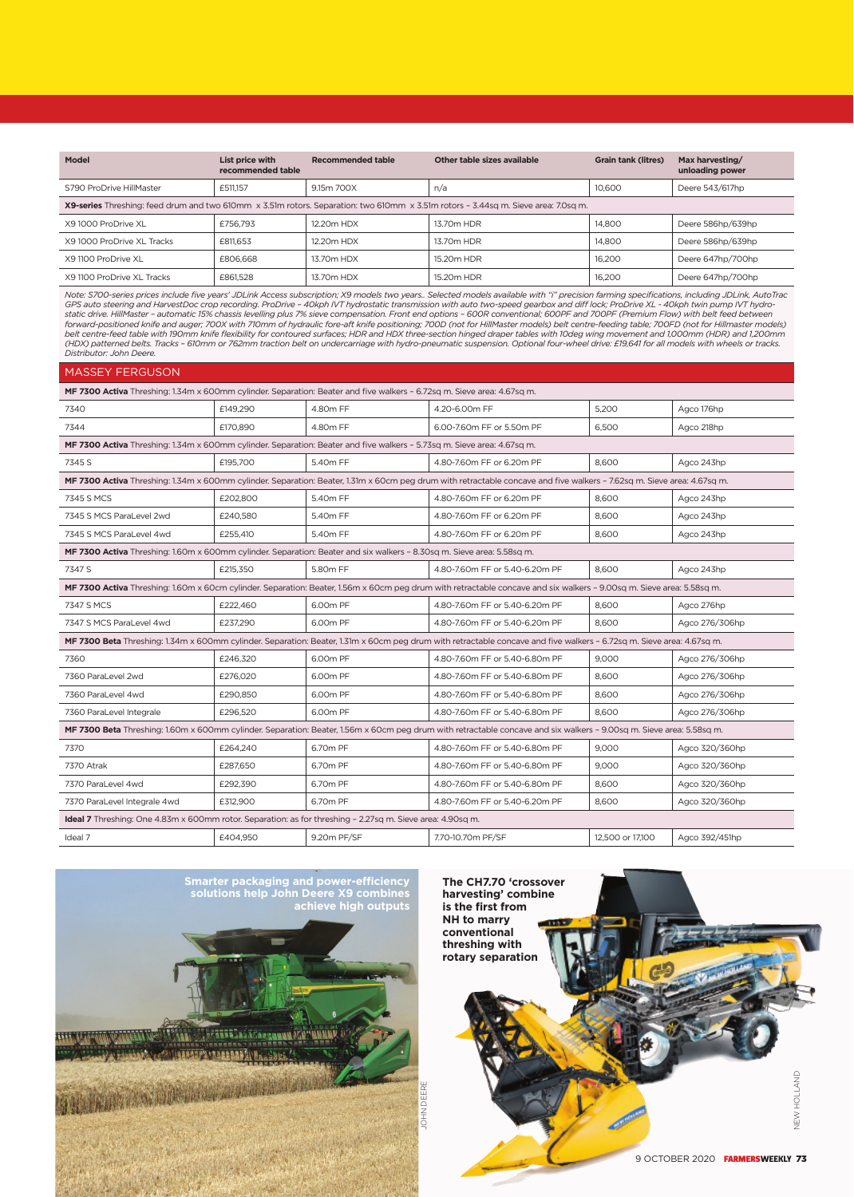| Model | List price with recommended table | Recommended table | Other table sizes available | Grain tank (litres) | Max harvesting/ unloading power |
|---|---|---|---|---|---|
| S790 ProDrive HillMaster | £511,157 | 9.15m 700X | n/a | 10,600 | Deere 543/617hp |
| **X9-series** Threshing: feed drum and two 610mm x 3.51m rotors. Separation: two 610mm x 3.51m rotors – 3.44sq m. Sieve area: 7.0sq m. | | | | | |
| X9 1000 ProDrive XL | £756,793 | 12.20m HDX | 13.70m HDR | 14,800 | Deere 586hp/639hp |
| X9 1000 ProDrive XL Tracks | £811,653 | 12.20m HDX | 13.70m HDR | 14,800 | Deere 586hp/639hp |
| X9 1100 ProDrive XL | £806,668 | 13.70m HDX | 15.20m HDR | 16,200 | Deere 647hp/700hp |
| X9 1100 ProDrive XL Tracks | £861,528 | 13.70m HDX | 15.20m HDR | 16,200 | Deere 647hp/700hp |

*Note: S700-series prices include five years' JDLink Access subscription; X9 models two years.. Selected models available with "i" precision farming specifications, including JDLink, AutoTrac GPS auto steering and HarvestDoc crop recording. ProDrive – 40kph IVT hydrostatic transmission with auto two-speed gearbox and diff lock; ProDrive XL - 40kph twin pump IVT hydro-static drive. HillMaster – automatic 15% chassis levelling plus 7% sieve compensation. Front end options – 600R conventional; 600PF and 700PF (Premium Flow) with belt feed between forward-positioned knife and auger; 700X with 710mm of hydraulic fore-aft knife positioning; 700D (not for HillMaster models) belt centre-feeding table; 700FD (not for Hillmaster models) belt centre-feed table with 190mm knife flexibility for contoured surfaces; HDR and HDX three-section hinged draper tables with 10deg wing movement and 1,000mm (HDR) and 1,200mm (HDX) patterned belts. Tracks – 610mm or 762mm traction belt on undercarriage with hydro-pneumatic suspension. Optional four-wheel drive: £19,641 for all models with wheels or tracks. Distributor: John Deere.*

## MASSEY FERGUSON

| Model | List price with recommended table | Recommended table | Other table sizes available | Grain tank (litres) | Max harvesting/ unloading power |
|---|---|---|---|---|---|
| **MF 7300 Activa** Threshing: 1.34m x 600mm cylinder. Separation: Beater and five walkers – 6.72sq m. Sieve area: 4.67sq m. | | | | | |
| 7340 | £149,290 | 4.80m FF | 4.20-6.00m FF | 5,200 | Agco 176hp |
| 7344 | £170,890 | 4.80m FF | 6.00-7.60m FF or 5.50m PF | 6,500 | Agco 218hp |
| **MF 7300 Activa** Threshing: 1.34m x 600mm cylinder. Separation: Beater and five walkers – 5.73sq m. Sieve area: 4.67sq m. | | | | | |
| 7345 S | £195,700 | 5.40m FF | 4.80-7.60m FF or 6.20m PF | 8,600 | Agco 243hp |
| **MF 7300 Activa** Threshing: 1.34m x 600mm cylinder. Separation: Beater, 1.31m x 60cm peg drum with retractable concave and five walkers – 7.62sq m. Sieve area: 4.67sq m. | | | | | |
| 7345 S MCS | £202,800 | 5.40m FF | 4.80-7.60m FF or 6.20m PF | 8,600 | Agco 243hp |
| 7345 S MCS ParaLevel 2wd | £240,580 | 5.40m FF | 4.80-7.60m FF or 6.20m PF | 8,600 | Agco 243hp |
| 7345 S MCS ParaLevel 4wd | £255,410 | 5.40m FF | 4.80-7.60m FF or 6.20m PF | 8,600 | Agco 243hp |
| **MF 7300 Activa** Threshing: 1.60m x 600mm cylinder. Separation: Beater and six walkers – 8.30sq m. Sieve area: 5.58sq m. | | | | | |
| 7347 S | £215,350 | 5.80m FF | 4.80-7.60m FF or 5.40-6.20m PF | 8,600 | Agco 243hp |
| **MF 7300 Activa** Threshing: 1.60m x 60cm cylinder. Separation: Beater, 1.56m x 60cm peg drum with retractable concave and six walkers – 9.00sq m. Sieve area: 5.58sq m. | | | | | |
| 7347 S MCS | £222,460 | 6.00m PF | 4.80-7.60m FF or 5.40-6.20m PF | 8,600 | Agco 276hp |
| 7347 S MCS ParaLevel 4wd | £237,290 | 6.00m PF | 4.80-7.60m FF or 5.40-6.20m PF | 8,600 | Agco 276/306hp |
| **MF 7300 Beta** Threshing: 1.34m x 600mm cylinder. Separation: Beater, 1.31m x 60cm peg drum with retractable concave and five walkers – 6.72sq m. Sieve area: 4.67sq m. | | | | | |
| 7360 | £246,320 | 6.00m PF | 4.80-7.60m FF or 5.40-6.80m PF | 9,000 | Agco 276/306hp |
| 7360 ParaLevel 2wd | £276,020 | 6.00m PF | 4.80-7.60m FF or 5.40-6.80m PF | 8,600 | Agco 276/306hp |
| 7360 ParaLevel 4wd | £290,850 | 6.00m PF | 4.80-7.60m FF or 5.40-6.80m PF | 8,600 | Agco 276/306hp |
| 7360 ParaLevel Integrale | £296,520 | 6.00m PF | 4.80-7.60m FF or 5.40-6.80m PF | 8,600 | Agco 276/306hp |
| **MF 7300 Beta** Threshing: 1.60m x 600mm cylinder. Separation: Beater, 1.56m x 60cm peg drum with retractable concave and six walkers – 9.00sq m. Sieve area: 5.58sq m. | | | | | |
| 7370 | £264,240 | 6.70m PF | 4.80-7.60m FF or 5.40-6.80m PF | 9,000 | Agco 320/360hp |
| 7370 Atrak | £287,650 | 6.70m PF | 4.80-7.60m FF or 5.40-6.80m PF | 9,000 | Agco 320/360hp |
| 7370 ParaLevel 4wd | £292,390 | 6.70m PF | 4.80-7.60m FF or 5.40-6.80m PF | 8,600 | Agco 320/360hp |
| 7370 ParaLevel Integrale 4wd | £312,900 | 6.70m PF | 4.80-7.60m FF or 5.40-6.20m PF | 8,600 | Agco 320/360hp |
| **Ideal 7** Threshing: One 4.83m x 600mm rotor. Separation: as for threshing – 2.27sq m. Sieve area: 4.90sq m. | | | | | |
| Ideal 7 | £404,950 | 9.20m PF/SF | 7.70-10.70m PF/SF | 12,500 or 17,100 | Agco 392/451hp |

Smarter packaging and power-efficiency solutions help John Deere X9 combines achieve high outputs

JOHN DEERE

The CH7.70 'crossover harvesting' combine is the first from NH to marry conventional threshing with rotary separation

NEW HOLLAND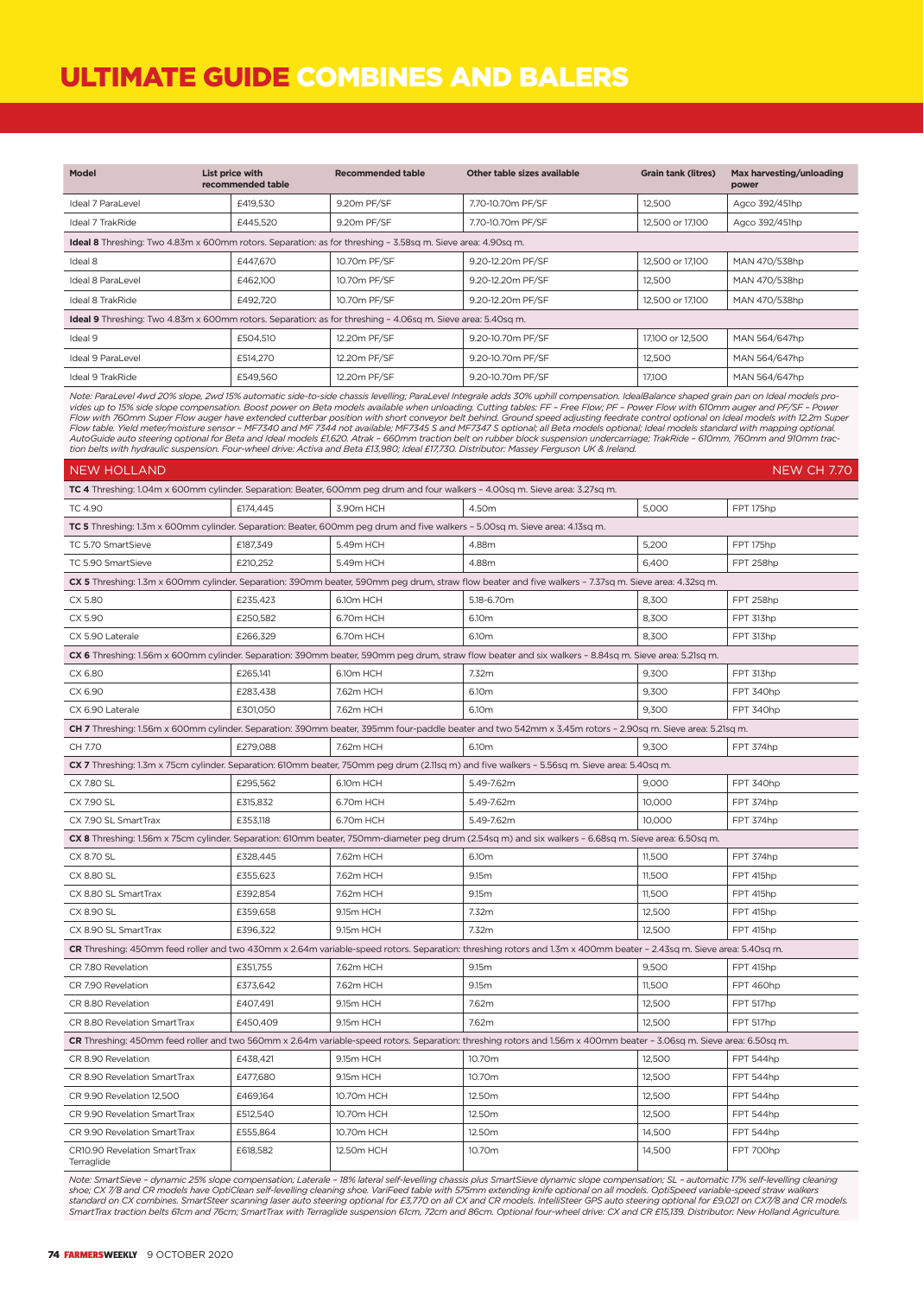# ULTIMATE GUIDE COMBINES AND BALERS

| Model | List price with recommended table | Recommended table | Other table sizes available | Grain tank (litres) | Max harvesting/unloading power |
|---|---|---|---|---|---|
| Ideal 7 ParaLevel | £419,530 | 9.20m PF/SF | 7.70-10.70m PF/SF | 12,500 | Agco 392/451hp |
| Ideal 7 TrakRide | £445,520 | 9.20m PF/SF | 7.70-10.70m PF/SF | 12,500 or 17,100 | Agco 392/451hp |
| **Ideal 8** Threshing: Two 4.83m x 600mm rotors. Separation: as for threshing – 3.58sq m. Sieve area: 4.90sq m. | | | | | |
| Ideal 8 | £447,670 | 10.70m PF/SF | 9.20-12.20m PF/SF | 12,500 or 17,100 | MAN 470/538hp |
| Ideal 8 ParaLevel | £462,100 | 10.70m PF/SF | 9.20-12.20m PF/SF | 12,500 | MAN 470/538hp |
| Ideal 8 TrakRide | £492,720 | 10.70m PF/SF | 9.20-12.20m PF/SF | 12,500 or 17,100 | MAN 470/538hp |
| **Ideal 9** Threshing: Two 4.83m x 600mm rotors. Separation: as for threshing – 4.06sq m. Sieve area: 5.40sq m. | | | | | |
| Ideal 9 | £504,510 | 12.20m PF/SF | 9.20-10.70m PF/SF | 17,100 or 12,500 | MAN 564/647hp |
| Ideal 9 ParaLevel | £514,270 | 12.20m PF/SF | 9.20-10.70m PF/SF | 12,500 | MAN 564/647hp |
| Ideal 9 TrakRide | £549,560 | 12.20m PF/SF | 9.20-10.70m PF/SF | 17,100 | MAN 564/647hp |

*Note: ParaLevel 4wd 20% slope, 2wd 15% automatic side-to-side chassis levelling; ParaLevel Integrale adds 30% uphill compensation. IdealBalance shaped grain pan on Ideal models provides up to 15% side slope compensation. Boost power on Beta models available when unloading. Cutting tables: FF – Free Flow; PF – Power Flow with 610mm auger and PF/SF – Power Flow with 760mm Super Flow auger have extended cutterbar position with short conveyor belt behind. Ground speed adjusting feedrate control optional on Ideal models with 12.2m Super Flow table. Yield meter/moisture sensor – MF7340 and MF 7344 not available; MF7345 S and MF7347 S optional; all Beta models optional; Ideal models standard with mapping optional. AutoGuide auto steering optional for Beta and Ideal models £1,620. Atrak – 660mm traction belt on rubber block suspension undercarriage; TrakRide – 610mm, 760mm and 910mm traction belts with hydraulic suspension. Four-wheel drive: Activa and Beta £13,980; Ideal £17,730. Distributor: Massey Ferguson UK & Ireland.*

## NEW HOLLAND

NEW CH 7.70

| Model | List price with recommended table | Recommended table | Other table sizes available | Grain tank (litres) | Max harvesting/unloading power |
|---|---|---|---|---|---|
| **TC 4** Threshing: 1.04m x 600mm cylinder. Separation: Beater, 600mm peg drum and four walkers – 4.00sq m. Sieve area: 3.27sq m. | | | | | |
| TC 4.90 | £174,445 | 3.90m HCH | 4.50m | 5,000 | FPT 175hp |
| **TC 5** Threshing: 1.3m x 600mm cylinder. Separation: Beater, 600mm peg drum and five walkers – 5.00sq m. Sieve area: 4.13sq m. | | | | | |
| TC 5.70 SmartSieve | £187,349 | 5.49m HCH | 4.88m | 5,200 | FPT 175hp |
| TC 5.90 SmartSieve | £210,252 | 5.49m HCH | 4.88m | 6,400 | FPT 258hp |
| **CX 5** Threshing: 1.3m x 600mm cylinder. Separation: 390mm beater, 590mm peg drum, straw flow beater and five walkers – 7.37sq m. Sieve area: 4.32sq m. | | | | | |
| CX 5.80 | £235,423 | 6.10m HCH | 5.18-6.70m | 8,300 | FPT 258hp |
| CX 5.90 | £250,582 | 6.70m HCH | 6.10m | 8,300 | FPT 313hp |
| CX 5.90 Laterale | £266,329 | 6.70m HCH | 6.10m | 8,300 | FPT 313hp |
| **CX 6** Threshing: 1.56m x 600mm cylinder. Separation: 390mm beater, 590mm peg drum, straw flow beater and six walkers – 8.84sq m. Sieve area: 5.21sq m. | | | | | |
| CX 6.80 | £265,141 | 6.10m HCH | 7.32m | 9,300 | FPT 313hp |
| CX 6.90 | £283,438 | 7.62m HCH | 6.10m | 9,300 | FPT 340hp |
| CX 6.90 Laterale | £301,050 | 7.62m HCH | 6.10m | 9,300 | FPT 340hp |
| **CH 7** Threshing: 1.56m x 600mm cylinder. Separation: 390mm beater, 395mm four-paddle beater and two 542mm x 3.45m rotors – 2.90sq m. Sieve area: 5.21sq m. | | | | | |
| CH 7.70 | £279,088 | 7.62m HCH | 6.10m | 9,300 | FPT 374hp |
| **CX 7** Threshing: 1.3m x 75cm cylinder. Separation: 610mm beater, 750mm peg drum (2.11sq m) and five walkers – 5.56sq m. Sieve area: 5.40sq m. | | | | | |
| CX 7.80 SL | £295,562 | 6.10m HCH | 5.49-7.62m | 9,000 | FPT 340hp |
| CX 7.90 SL | £315,832 | 6.70m HCH | 5.49-7.62m | 10,000 | FPT 374hp |
| CX 7.90 SL SmartTrax | £353,118 | 6.70m HCH | 5.49-7.62m | 10,000 | FPT 374hp |
| **CX 8** Threshing: 1.56m x 75cm cylinder. Separation: 610mm beater, 750mm-diameter peg drum (2.54sq m) and six walkers – 6.68sq m. Sieve area: 6.50sq m. | | | | | |
| CX 8.70 SL | £328,445 | 7.62m HCH | 6.10m | 11,500 | FPT 374hp |
| CX 8.80 SL | £355,623 | 7.62m HCH | 9.15m | 11,500 | FPT 415hp |
| CX 8.80 SL SmartTrax | £392,854 | 7.62m HCH | 9.15m | 11,500 | FPT 415hp |
| CX 8.90 SL | £359,658 | 9.15m HCH | 7.32m | 12,500 | FPT 415hp |
| CX 8.90 SL SmartTrax | £396,322 | 9.15m HCH | 7.32m | 12,500 | FPT 415hp |
| **CR** Threshing: 450mm feed roller and two 430mm x 2.64m variable-speed rotors. Separation: threshing rotors and 1.3m x 400mm beater – 2.43sq m. Sieve area: 5.40sq m. | | | | | |
| CR 7.80 Revelation | £351,755 | 7.62m HCH | 9.15m | 9,500 | FPT 415hp |
| CR 7.90 Revelation | £373,642 | 7.62m HCH | 9.15m | 11,500 | FPT 460hp |
| CR 8.80 Revelation | £407,491 | 9.15m HCH | 7.62m | 12,500 | FPT 517hp |
| CR 8.80 Revelation SmartTrax | £450,409 | 9.15m HCH | 7.62m | 12,500 | FPT 517hp |
| **CR** Threshing: 450mm feed roller and two 560mm x 2.64m variable-speed rotors. Separation: threshing rotors and 1.56m x 400mm beater – 3.06sq m. Sieve area: 6.50sq m. | | | | | |
| CR 8.90 Revelation | £438,421 | 9.15m HCH | 10.70m | 12,500 | FPT 544hp |
| CR 8.90 Revelation SmartTrax | £477,680 | 9.15m HCH | 10.70m | 12,500 | FPT 544hp |
| CR 9.90 Revelation 12,500 | £469,164 | 10.70m HCH | 12.50m | 12,500 | FPT 544hp |
| CR 9.90 Revelation SmartTrax | £512,540 | 10.70m HCH | 12.50m | 12,500 | FPT 544hp |
| CR 9.90 Revelation SmartTrax | £555,864 | 10.70m HCH | 12.50m | 14,500 | FPT 544hp |
| CR10.90 Revelation SmartTrax Terraglide | £618,582 | 12.50m HCH | 10.70m | 14,500 | FPT 700hp |

*Note: SmartSieve – dynamic 25% slope compensation; Laterale – 18% lateral self-levelling chassis plus SmartSieve dynamic slope compensation; SL – automatic 17% self-levelling cleaning shoe; CX 7/8 and CR models have OptiClean self-levelling cleaning shoe. VariFeed table with 575mm extending knife optional on all models. OptiSpeed variable-speed straw walkers standard on CX combines. SmartSteer scanning laser auto steering optional for £3,770 on all CX and CR models. IntelliSteer GPS auto steering optional for £9,021 on CX7/8 and CR models. SmartTrax traction belts 61cm and 76cm; SmartTrax with Terraglide suspension 61cm, 72cm and 86cm. Optional four-wheel drive: CX and CR £15,139. Distributor: New Holland Agriculture.*